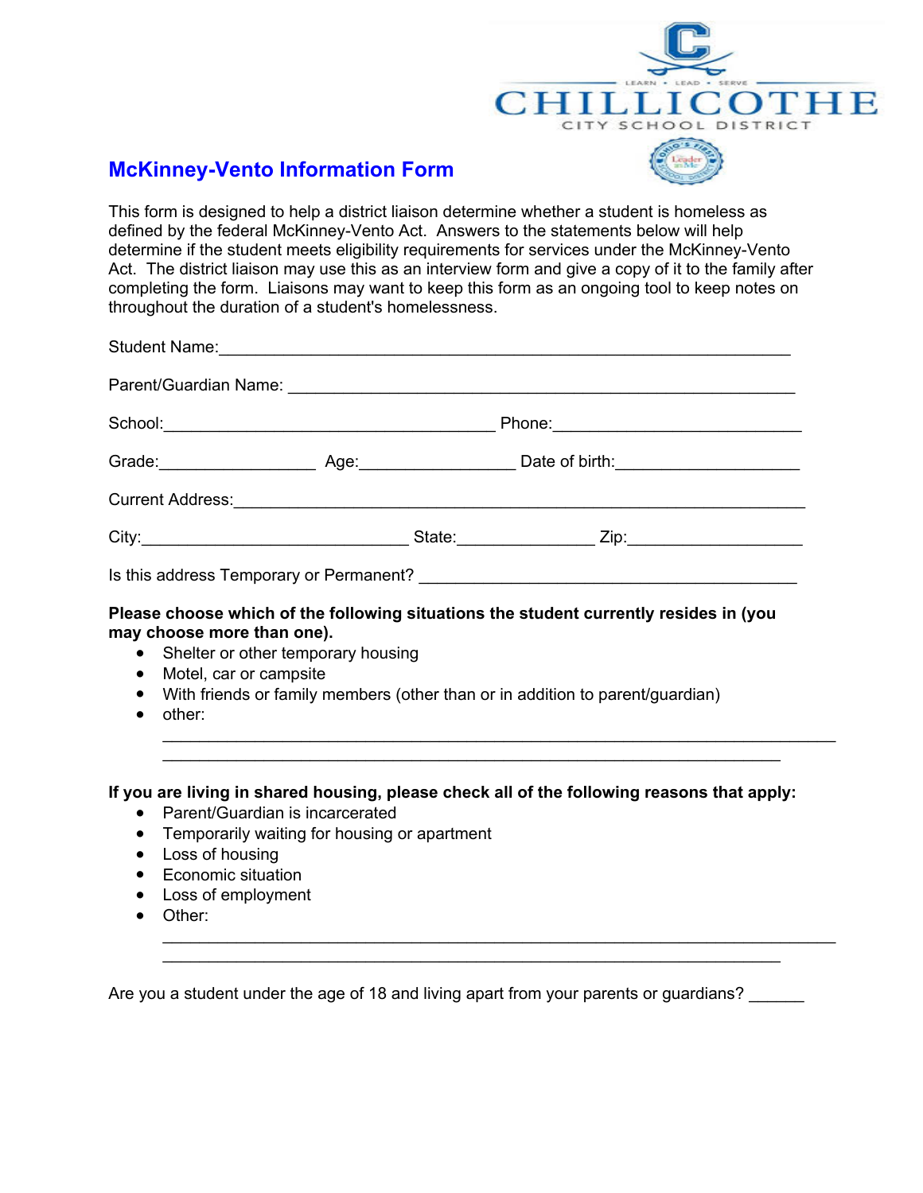CHILLICOTHE CITY SCHOOL DISTRICT

LEARN • LEAD • SERVE

# McKinney-Vento Information Form

This form is designed to help a district liaison determine whether a student is homeless as defined by the federal McKinney-Vento Act. Answers to the statements below will help determine if the student meets eligibility requirements for services under the McKinney-Vento Act. The district liaison may use this as an interview form and give a copy of it to the family after completing the form. Liaisons may want to keep this form as an ongoing tool to keep notes on throughout the duration of a student's homelessness.

Student Name:_______________________________________________________________

Parent/Guardian Name: _______________________________________________________

School:_____________________________________ Phone:___________________________

Grade:________________ Age:________________ Date of birth:____________________

Current Address:______________________________________________________________

City:_____________________________ State:______________ Zip:__________________

Is this address Temporary or Permanent? ___________________________________________

**Please choose which of the following situations the student currently resides in (you may choose more than one).**

- Shelter or other temporary housing
- Motel, car or campsite
- With friends or family members (other than or in addition to parent/guardian)
- other: ____________________________________________________________________
  ________________________________________________________________

**If you are living in shared housing, please check all of the following reasons that apply:**

- Parent/Guardian is incarcerated
- Temporarily waiting for housing or apartment
- Loss of housing
- Economic situation
- Loss of employment
- Other: ____________________________________________________________________
  ________________________________________________________________

Are you a student under the age of 18 and living apart from your parents or guardians? ______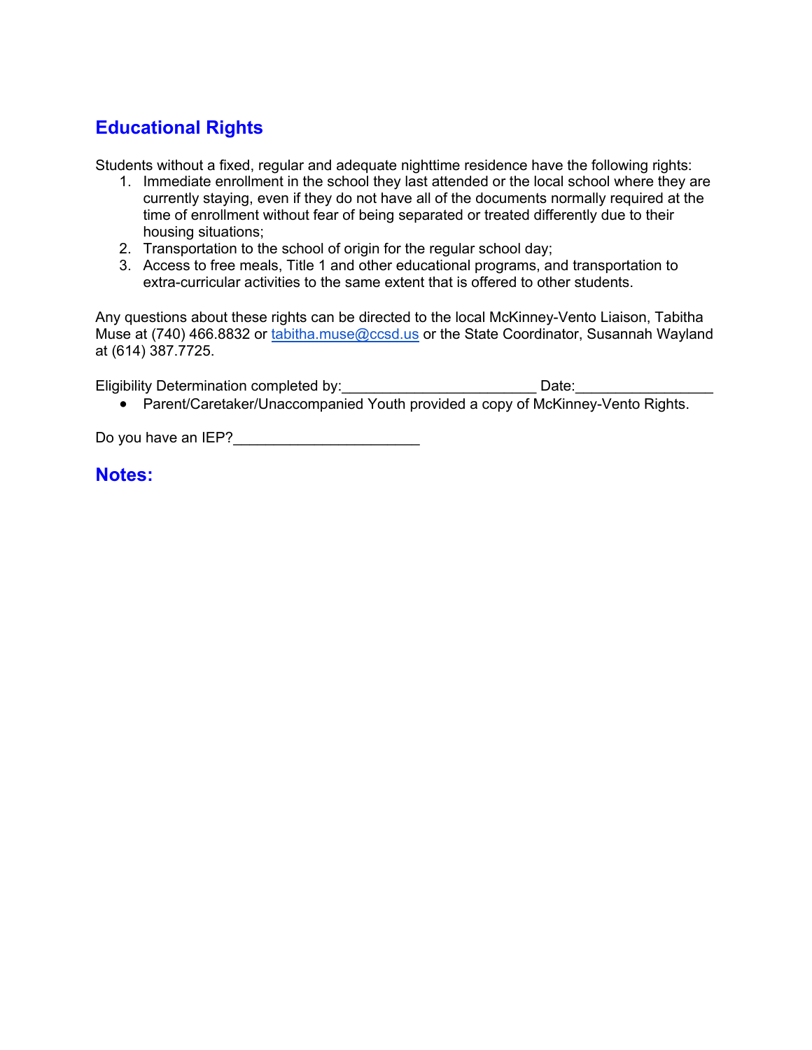## Educational Rights

Students without a fixed, regular and adequate nighttime residence have the following rights:

1. Immediate enrollment in the school they last attended or the local school where they are currently staying, even if they do not have all of the documents normally required at the time of enrollment without fear of being separated or treated differently due to their housing situations;
2. Transportation to the school of origin for the regular school day;
3. Access to free meals, Title 1 and other educational programs, and transportation to extra-curricular activities to the same extent that is offered to other students.

Any questions about these rights can be directed to the local McKinney-Vento Liaison, Tabitha Muse at (740) 466.8832 or tabitha.muse@ccsd.us or the State Coordinator, Susannah Wayland at (614) 387.7725.

Eligibility Determination completed by:_______________________ Date:________________

- Parent/Caretaker/Unaccompanied Youth provided a copy of McKinney-Vento Rights.

Do you have an IEP?______________________

## Notes: